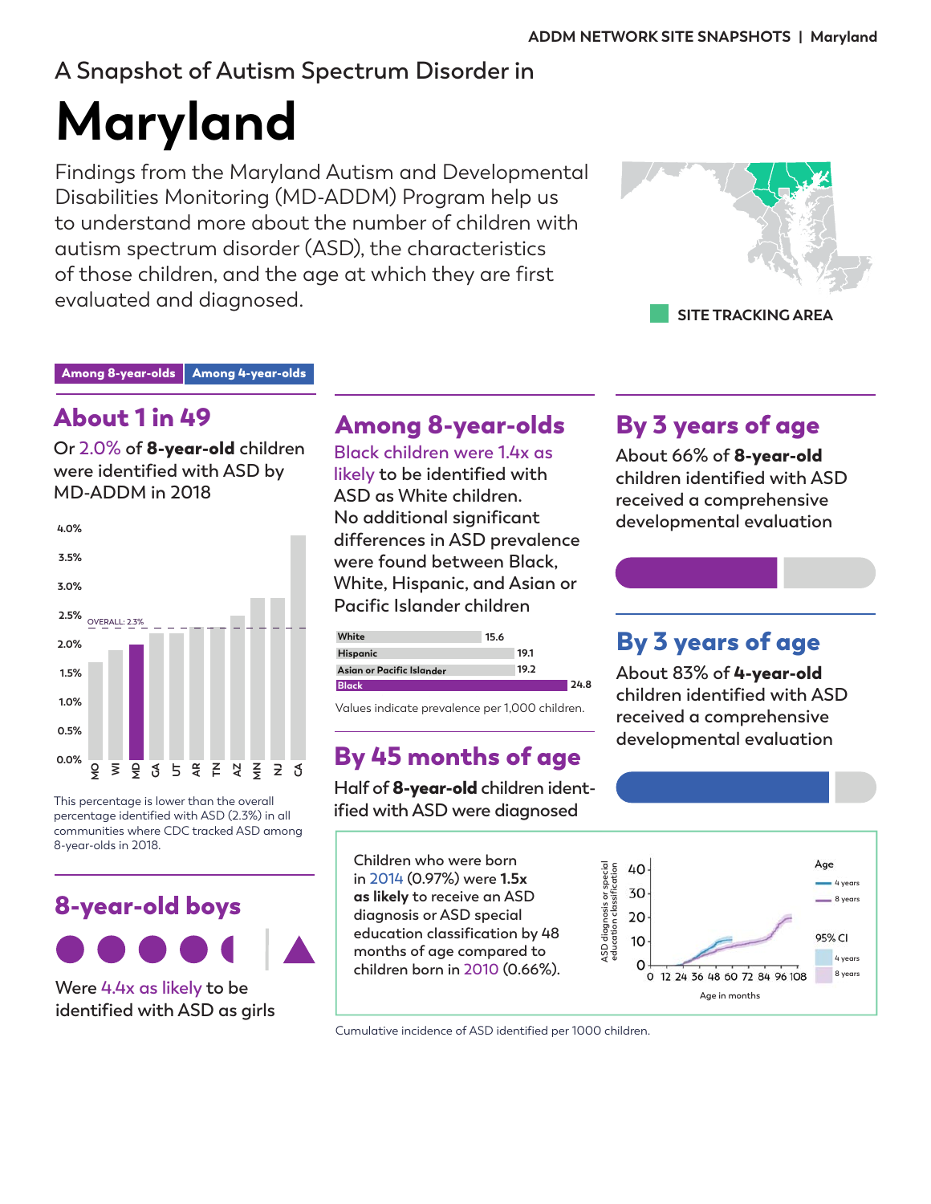ADDM NETWORK SITE SNAPSHOTS | Maryland

A Snapshot of Autism Spectrum Disorder in

# Maryland

Findings from the Maryland Autism and Developmental Disabilities Monitoring (MD-ADDM) Program help us to understand more about the number of children with autism spectrum disorder (ASD), the characteristics of those children, and the age at which they are first evaluated and diagnosed.

SITE TRACKING AREA

Among 8-year-olds | Among 4-year-olds

## About 1 in 49

Or 2.0% of **8-year-old** children were identified with ASD by MD-ADDM in 2018

OVERALL: 2.3%

MO, WI, MD, GA, UT, AR, TN, AZ, MN, NJ, CA

This percentage is lower than the overall percentage identified with ASD (2.3%) in all communities where CDC tracked ASD among 8-year-olds in 2018.

## 8-year-old boys

Were 4.4x as likely to be identified with ASD as girls

## Among 8-year-olds

Black children were 1.4x as likely to be identified with ASD as White children.
No additional significant differences in ASD prevalence were found between Black, White, Hispanic, and Asian or Pacific Islander children

| Group | Prevalence |
|---|---|
| White | 15.6 |
| Hispanic | 19.1 |
| Asian or Pacific Islander | 19.2 |
| Black | 24.8 |

Values indicate prevalence per 1,000 children.

## By 45 months of age

Half of **8-year-old** children identified with ASD were diagnosed

Children who were born in 2014 (0.97%) were **1.5x as likely** to receive an ASD diagnosis or ASD special education classification by 48 months of age compared to children born in 2010 (0.66%).

Cumulative incidence of ASD identified per 1000 children.

## By 3 years of age

About 66% of **8-year-old** children identified with ASD received a comprehensive developmental evaluation

## By 3 years of age

About 83% of **4-year-old** children identified with ASD received a comprehensive developmental evaluation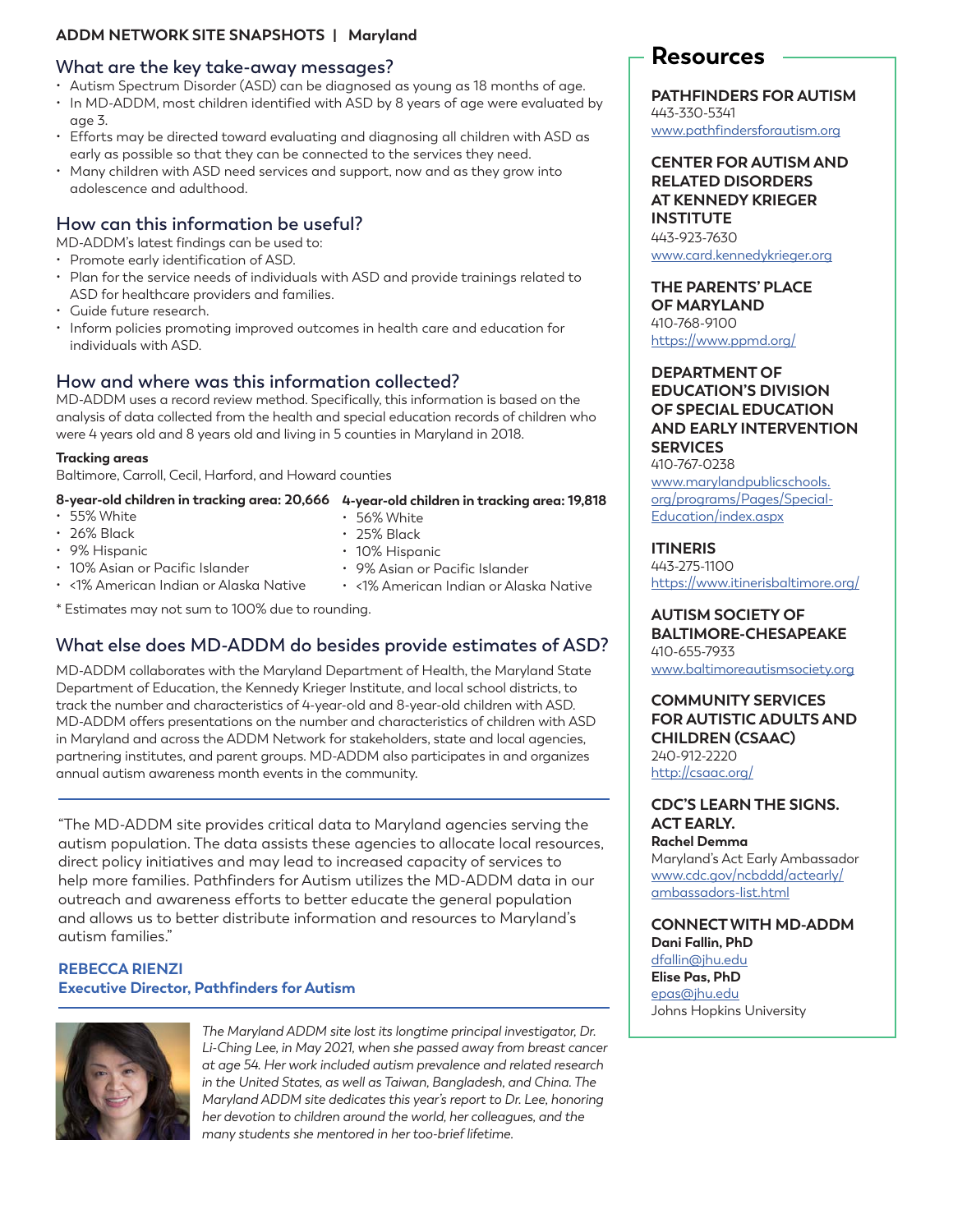**ADDM NETWORK SITE SNAPSHOTS | Maryland**

## What are the key take-away messages?

- Autism Spectrum Disorder (ASD) can be diagnosed as young as 18 months of age.
- In MD-ADDM, most children identified with ASD by 8 years of age were evaluated by age 3.
- Efforts may be directed toward evaluating and diagnosing all children with ASD as early as possible so that they can be connected to the services they need.
- Many children with ASD need services and support, now and as they grow into adolescence and adulthood.

## How can this information be useful?

MD-ADDM's latest findings can be used to:

- Promote early identification of ASD.
- Plan for the service needs of individuals with ASD and provide trainings related to ASD for healthcare providers and families.
- Guide future research.
- Inform policies promoting improved outcomes in health care and education for individuals with ASD.

## How and where was this information collected?

MD-ADDM uses a record review method. Specifically, this information is based on the analysis of data collected from the health and special education records of children who were 4 years old and 8 years old and living in 5 counties in Maryland in 2018.

**Tracking areas**

Baltimore, Carroll, Cecil, Harford, and Howard counties

**8-year-old children in tracking area: 20,666**

- 55% White
- 26% Black
- 9% Hispanic
- 10% Asian or Pacific Islander
- <1% American Indian or Alaska Native

**4-year-old children in tracking area: 19,818**

- 56% White
- 25% Black
- 10% Hispanic
- 9% Asian or Pacific Islander
- <1% American Indian or Alaska Native

* Estimates may not sum to 100% due to rounding.

## What else does MD-ADDM do besides provide estimates of ASD?

MD-ADDM collaborates with the Maryland Department of Health, the Maryland State Department of Education, the Kennedy Krieger Institute, and local school districts, to track the number and characteristics of 4-year-old and 8-year-old children with ASD. MD-ADDM offers presentations on the number and characteristics of children with ASD in Maryland and across the ADDM Network for stakeholders, state and local agencies, partnering institutes, and parent groups. MD-ADDM also participates in and organizes annual autism awareness month events in the community.

"The MD-ADDM site provides critical data to Maryland agencies serving the autism population. The data assists these agencies to allocate local resources, direct policy initiatives and may lead to increased capacity of services to help more families. Pathfinders for Autism utilizes the MD-ADDM data in our outreach and awareness efforts to better educate the general population and allows us to better distribute information and resources to Maryland's autism families."

**REBECCA RIENZI**
**Executive Director, Pathfinders for Autism**

*The Maryland ADDM site lost its longtime principal investigator, Dr. Li-Ching Lee, in May 2021, when she passed away from breast cancer at age 54. Her work included autism prevalence and related research in the United States, as well as Taiwan, Bangladesh, and China. The Maryland ADDM site dedicates this year's report to Dr. Lee, honoring her devotion to children around the world, her colleagues, and the many students she mentored in her too-brief lifetime.*

## Resources

**PATHFINDERS FOR AUTISM**
443-330-5341
www.pathfindersforautism.org

**CENTER FOR AUTISM AND RELATED DISORDERS AT KENNEDY KRIEGER INSTITUTE**
443-923-7630
www.card.kennedykrieger.org

**THE PARENTS' PLACE OF MARYLAND**
410-768-9100
https://www.ppmd.org/

**DEPARTMENT OF EDUCATION'S DIVISION OF SPECIAL EDUCATION AND EARLY INTERVENTION SERVICES**
410-767-0238
www.marylandpublicschools.org/programs/Pages/Special-Education/index.aspx

**ITINERIS**
443-275-1100
https://www.itinerisbaltimore.org/

**AUTISM SOCIETY OF BALTIMORE-CHESAPEAKE**
410-655-7933
www.baltimoreautismsociety.org

**COMMUNITY SERVICES FOR AUTISTIC ADULTS AND CHILDREN (CSAAC)**
240-912-2220
http://csaac.org/

**CDC'S LEARN THE SIGNS. ACT EARLY.**
**Rachel Demma**
Maryland's Act Early Ambassador
www.cdc.gov/ncbddd/actearly/ambassadors-list.html

**CONNECT WITH MD-ADDM**
**Dani Fallin, PhD**
dfallin@jhu.edu
**Elise Pas, PhD**
epas@jhu.edu
Johns Hopkins University